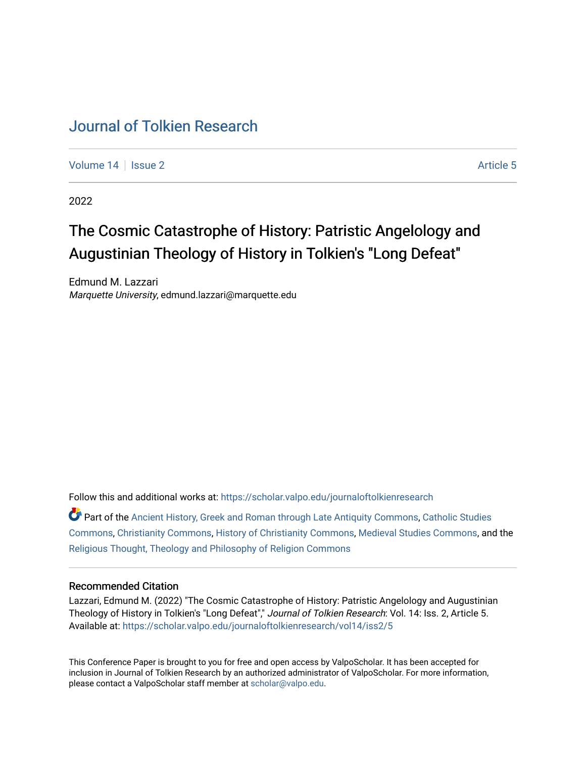# Journal of Tolkien Research

Volume 14 | Issue 2 | Article 5

2022

## The Cosmic Catastrophe of History: Patristic Angelology and Augustinian Theology of History in Tolkien's "Long Defeat"

Edmund M. Lazzari
*Marquette University*, edmund.lazzari@marquette.edu

Follow this and additional works at: https://scholar.valpo.edu/journaloftolkienresearch

Part of the Ancient History, Greek and Roman through Late Antiquity Commons, Catholic Studies Commons, Christianity Commons, History of Christianity Commons, Medieval Studies Commons, and the Religious Thought, Theology and Philosophy of Religion Commons

### Recommended Citation

Lazzari, Edmund M. (2022) "The Cosmic Catastrophe of History: Patristic Angelology and Augustinian Theology of History in Tolkien's "Long Defeat"," *Journal of Tolkien Research*: Vol. 14: Iss. 2, Article 5.
Available at: https://scholar.valpo.edu/journaloftolkienresearch/vol14/iss2/5

This Conference Paper is brought to you for free and open access by ValpoScholar. It has been accepted for inclusion in Journal of Tolkien Research by an authorized administrator of ValpoScholar. For more information, please contact a ValpoScholar staff member at scholar@valpo.edu.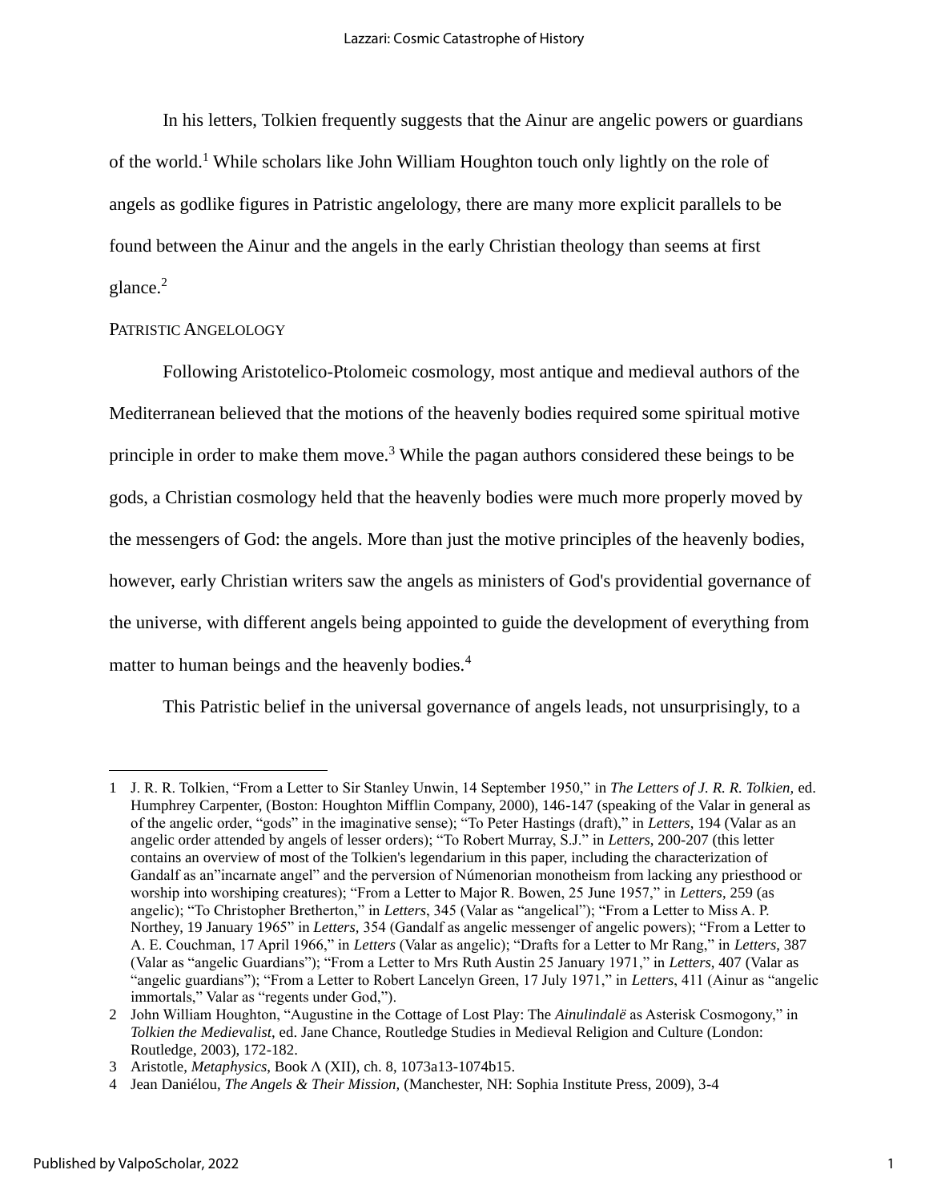In his letters, Tolkien frequently suggests that the Ainur are angelic powers or guardians of the world.[1] While scholars like John William Houghton touch only lightly on the role of angels as godlike figures in Patristic angelology, there are many more explicit parallels to be found between the Ainur and the angels in the early Christian theology than seems at first glance.[2]

## PATRISTIC ANGELOLOGY

Following Aristotelico-Ptolomeic cosmology, most antique and medieval authors of the Mediterranean believed that the motions of the heavenly bodies required some spiritual motive principle in order to make them move.[3] While the pagan authors considered these beings to be gods, a Christian cosmology held that the heavenly bodies were much more properly moved by the messengers of God: the angels. More than just the motive principles of the heavenly bodies, however, early Christian writers saw the angels as ministers of God's providential governance of the universe, with different angels being appointed to guide the development of everything from matter to human beings and the heavenly bodies.[4]

This Patristic belief in the universal governance of angels leads, not unsurprisingly, to a

---

1 J. R. R. Tolkien, "From a Letter to Sir Stanley Unwin, 14 September 1950," in *The Letters of J. R. R. Tolkien*, ed. Humphrey Carpenter, (Boston: Houghton Mifflin Company, 2000), 146-147 (speaking of the Valar in general as of the angelic order, "gods" in the imaginative sense); "To Peter Hastings (draft)," in *Letters*, 194 (Valar as an angelic order attended by angels of lesser orders); "To Robert Murray, S.J." in *Letters*, 200-207 (this letter contains an overview of most of the Tolkien's legendarium in this paper, including the characterization of Gandalf as an"incarnate angel" and the perversion of Númenorian monotheism from lacking any priesthood or worship into worshiping creatures); "From a Letter to Major R. Bowen, 25 June 1957," in *Letters*, 259 (as angelic); "To Christopher Bretherton," in *Letters*, 345 (Valar as "angelical"); "From a Letter to Miss A. P. Northey, 19 January 1965" in *Letters*, 354 (Gandalf as angelic messenger of angelic powers); "From a Letter to A. E. Couchman, 17 April 1966," in *Letters* (Valar as angelic); "Drafts for a Letter to Mr Rang," in *Letters*, 387 (Valar as "angelic Guardians"); "From a Letter to Mrs Ruth Austin 25 January 1971," in *Letters*, 407 (Valar as "angelic guardians"); "From a Letter to Robert Lancelyn Green, 17 July 1971," in *Letters*, 411 (Ainur as "angelic immortals," Valar as "regents under God,").

2 John William Houghton, "Augustine in the Cottage of Lost Play: The *Ainulindalë* as Asterisk Cosmogony," in *Tolkien the Medievalist*, ed. Jane Chance, Routledge Studies in Medieval Religion and Culture (London: Routledge, 2003), 172-182.

3 Aristotle, *Metaphysics*, Book Λ (XII), ch. 8, 1073a13-1074b15.

4 Jean Daniélou, *The Angels & Their Mission*, (Manchester, NH: Sophia Institute Press, 2009), 3-4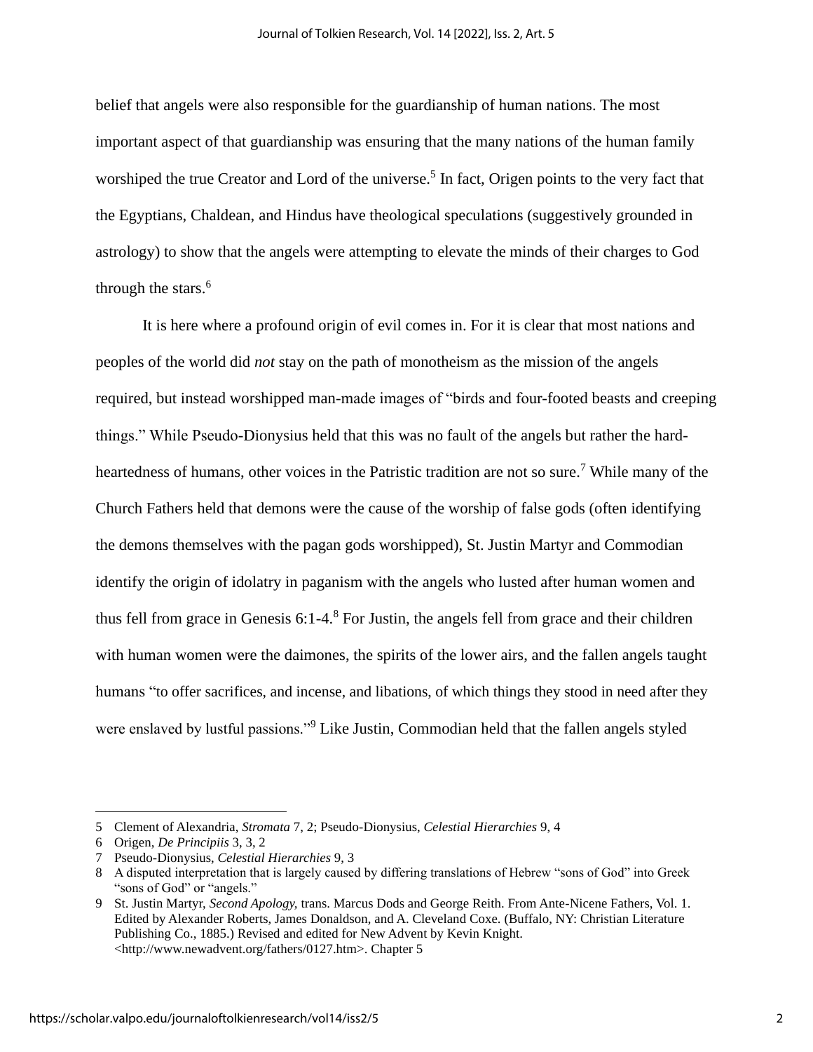belief that angels were also responsible for the guardianship of human nations. The most important aspect of that guardianship was ensuring that the many nations of the human family worshiped the true Creator and Lord of the universe.[5] In fact, Origen points to the very fact that the Egyptians, Chaldean, and Hindus have theological speculations (suggestively grounded in astrology) to show that the angels were attempting to elevate the minds of their charges to God through the stars.[6]

It is here where a profound origin of evil comes in. For it is clear that most nations and peoples of the world did *not* stay on the path of monotheism as the mission of the angels required, but instead worshipped man-made images of "birds and four-footed beasts and creeping things." While Pseudo-Dionysius held that this was no fault of the angels but rather the hard-heartedness of humans, other voices in the Patristic tradition are not so sure.[7] While many of the Church Fathers held that demons were the cause of the worship of false gods (often identifying the demons themselves with the pagan gods worshipped), St. Justin Martyr and Commodian identify the origin of idolatry in paganism with the angels who lusted after human women and thus fell from grace in Genesis 6:1-4.[8] For Justin, the angels fell from grace and their children with human women were the daimones, the spirits of the lower airs, and the fallen angels taught humans "to offer sacrifices, and incense, and libations, of which things they stood in need after they were enslaved by lustful passions."[9] Like Justin, Commodian held that the fallen angels styled

---

5 Clement of Alexandria, *Stromata* 7, 2; Pseudo-Dionysius, *Celestial Hierarchies* 9, 4

6 Origen, *De Principiis* 3, 3, 2

7 Pseudo-Dionysius, *Celestial Hierarchies* 9, 3

8 A disputed interpretation that is largely caused by differing translations of Hebrew "sons of God" into Greek "sons of God" or "angels."

9 St. Justin Martyr, *Second Apology,* trans. Marcus Dods and George Reith. From Ante-Nicene Fathers, Vol. 1. Edited by Alexander Roberts, James Donaldson, and A. Cleveland Coxe. (Buffalo, NY: Christian Literature Publishing Co., 1885.) Revised and edited for New Advent by Kevin Knight. <http://www.newadvent.org/fathers/0127.htm>. Chapter 5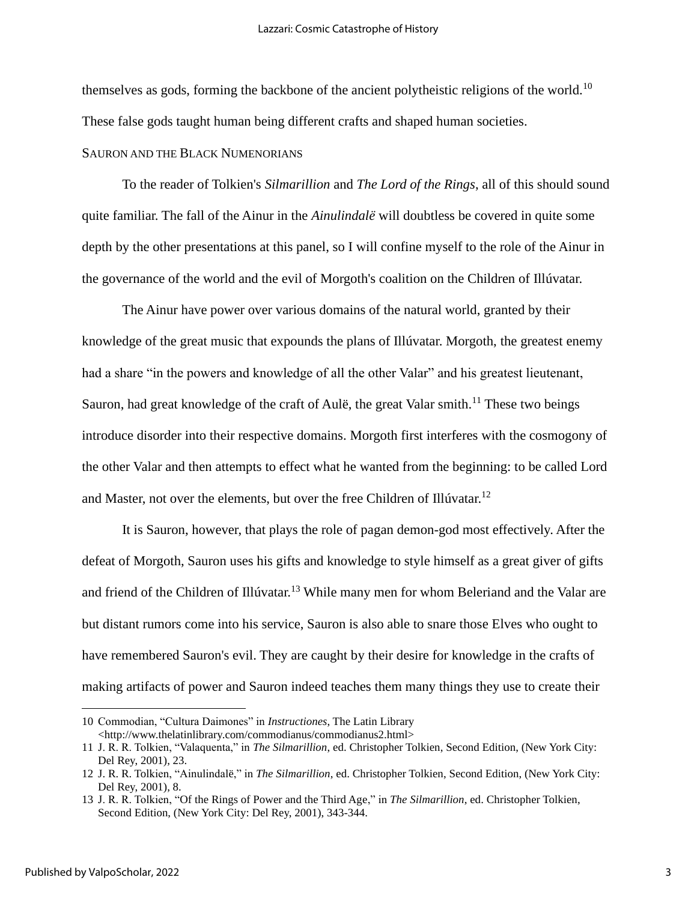themselves as gods, forming the backbone of the ancient polytheistic religions of the world.[10] These false gods taught human being different crafts and shaped human societies.

SAURON AND THE BLACK NUMENORIANS

To the reader of Tolkien's *Silmarillion* and *The Lord of the Rings*, all of this should sound quite familiar. The fall of the Ainur in the *Ainulindalë* will doubtless be covered in quite some depth by the other presentations at this panel, so I will confine myself to the role of the Ainur in the governance of the world and the evil of Morgoth's coalition on the Children of Illúvatar.

The Ainur have power over various domains of the natural world, granted by their knowledge of the great music that expounds the plans of Illúvatar. Morgoth, the greatest enemy had a share "in the powers and knowledge of all the other Valar" and his greatest lieutenant, Sauron, had great knowledge of the craft of Aulë, the great Valar smith.[11] These two beings introduce disorder into their respective domains. Morgoth first interferes with the cosmogony of the other Valar and then attempts to effect what he wanted from the beginning: to be called Lord and Master, not over the elements, but over the free Children of Illúvatar.[12]

It is Sauron, however, that plays the role of pagan demon-god most effectively. After the defeat of Morgoth, Sauron uses his gifts and knowledge to style himself as a great giver of gifts and friend of the Children of Illúvatar.[13] While many men for whom Beleriand and the Valar are but distant rumors come into his service, Sauron is also able to snare those Elves who ought to have remembered Sauron's evil. They are caught by their desire for knowledge in the crafts of making artifacts of power and Sauron indeed teaches them many things they use to create their

---

10 Commodian, "Cultura Daimones" in *Instructiones*, The Latin Library <http://www.thelatinlibrary.com/commodianus/commodianus2.html>

11 J. R. R. Tolkien, "Valaquenta," in *The Silmarillion*, ed. Christopher Tolkien, Second Edition, (New York City: Del Rey, 2001), 23.

12 J. R. R. Tolkien, "Ainulindalë," in *The Silmarillion*, ed. Christopher Tolkien, Second Edition, (New York City: Del Rey, 2001), 8.

13 J. R. R. Tolkien, "Of the Rings of Power and the Third Age," in *The Silmarillion*, ed. Christopher Tolkien, Second Edition, (New York City: Del Rey, 2001), 343-344.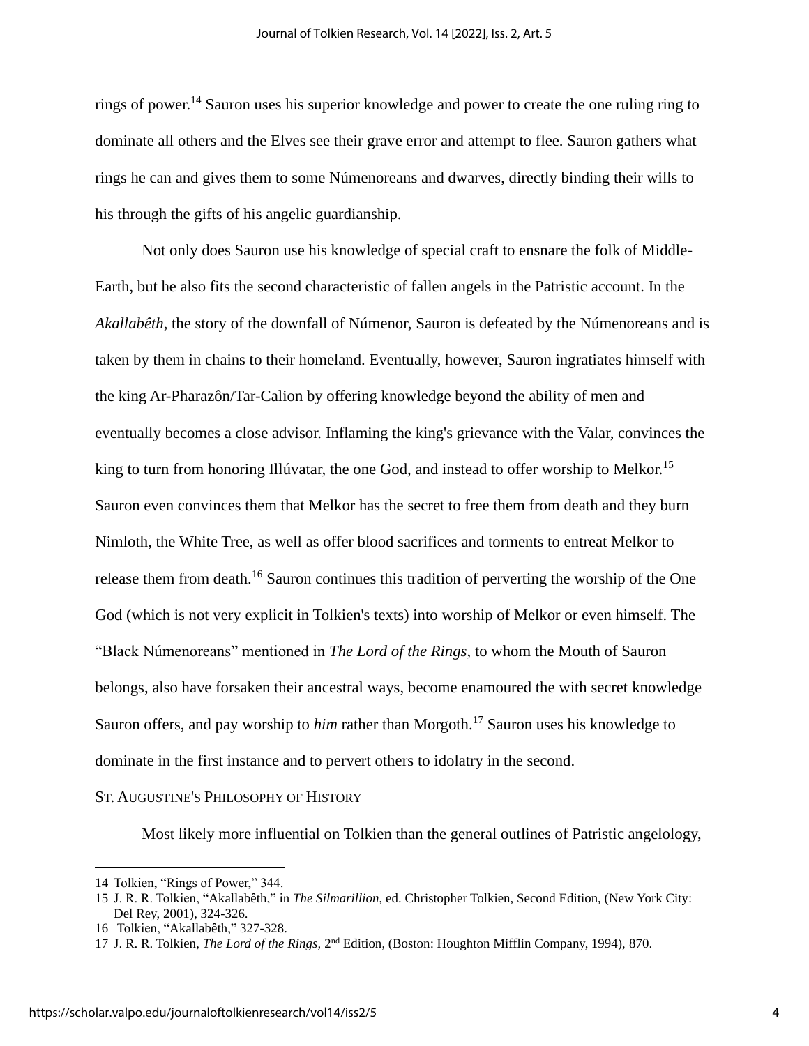rings of power.[14] Sauron uses his superior knowledge and power to create the one ruling ring to dominate all others and the Elves see their grave error and attempt to flee. Sauron gathers what rings he can and gives them to some Númenoreans and dwarves, directly binding their wills to his through the gifts of his angelic guardianship.

Not only does Sauron use his knowledge of special craft to ensnare the folk of Middle-Earth, but he also fits the second characteristic of fallen angels in the Patristic account. In the *Akallabêth*, the story of the downfall of Númenor, Sauron is defeated by the Númenoreans and is taken by them in chains to their homeland. Eventually, however, Sauron ingratiates himself with the king Ar-Pharazôn/Tar-Calion by offering knowledge beyond the ability of men and eventually becomes a close advisor. Inflaming the king's grievance with the Valar, convinces the king to turn from honoring Illúvatar, the one God, and instead to offer worship to Melkor.[15] Sauron even convinces them that Melkor has the secret to free them from death and they burn Nimloth, the White Tree, as well as offer blood sacrifices and torments to entreat Melkor to release them from death.[16] Sauron continues this tradition of perverting the worship of the One God (which is not very explicit in Tolkien's texts) into worship of Melkor or even himself. The "Black Númenoreans" mentioned in *The Lord of the Rings*, to whom the Mouth of Sauron belongs, also have forsaken their ancestral ways, become enamoured the with secret knowledge Sauron offers, and pay worship to *him* rather than Morgoth.[17] Sauron uses his knowledge to dominate in the first instance and to pervert others to idolatry in the second.

## St. Augustine's Philosophy of History

Most likely more influential on Tolkien than the general outlines of Patristic angelology,

---

14 Tolkien, "Rings of Power," 344.

15 J. R. R. Tolkien, "Akallabêth," in *The Silmarillion*, ed. Christopher Tolkien, Second Edition, (New York City: Del Rey, 2001), 324-326.

16 Tolkien, "Akallabêth," 327-328.

17 J. R. R. Tolkien, *The Lord of the Rings*, 2nd Edition, (Boston: Houghton Mifflin Company, 1994), 870.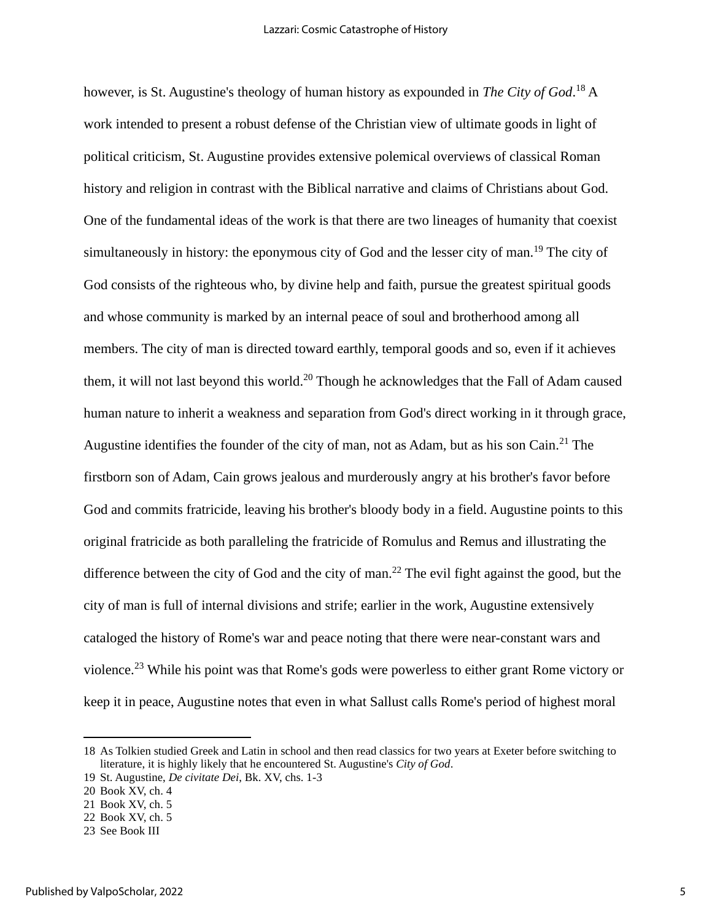however, is St. Augustine's theology of human history as expounded in *The City of God*.[18] A work intended to present a robust defense of the Christian view of ultimate goods in light of political criticism, St. Augustine provides extensive polemical overviews of classical Roman history and religion in contrast with the Biblical narrative and claims of Christians about God. One of the fundamental ideas of the work is that there are two lineages of humanity that coexist simultaneously in history: the eponymous city of God and the lesser city of man.[19] The city of God consists of the righteous who, by divine help and faith, pursue the greatest spiritual goods and whose community is marked by an internal peace of soul and brotherhood among all members. The city of man is directed toward earthly, temporal goods and so, even if it achieves them, it will not last beyond this world.[20] Though he acknowledges that the Fall of Adam caused human nature to inherit a weakness and separation from God's direct working in it through grace, Augustine identifies the founder of the city of man, not as Adam, but as his son Cain.[21] The firstborn son of Adam, Cain grows jealous and murderously angry at his brother's favor before God and commits fratricide, leaving his brother's bloody body in a field. Augustine points to this original fratricide as both paralleling the fratricide of Romulus and Remus and illustrating the difference between the city of God and the city of man.[22] The evil fight against the good, but the city of man is full of internal divisions and strife; earlier in the work, Augustine extensively cataloged the history of Rome's war and peace noting that there were near-constant wars and violence.[23] While his point was that Rome's gods were powerless to either grant Rome victory or keep it in peace, Augustine notes that even in what Sallust calls Rome's period of highest moral

---

18 As Tolkien studied Greek and Latin in school and then read classics for two years at Exeter before switching to literature, it is highly likely that he encountered St. Augustine's *City of God*.

19 St. Augustine, *De civitate Dei*, Bk. XV, chs. 1-3

20 Book XV, ch. 4

21 Book XV, ch. 5

22 Book XV, ch. 5

23 See Book III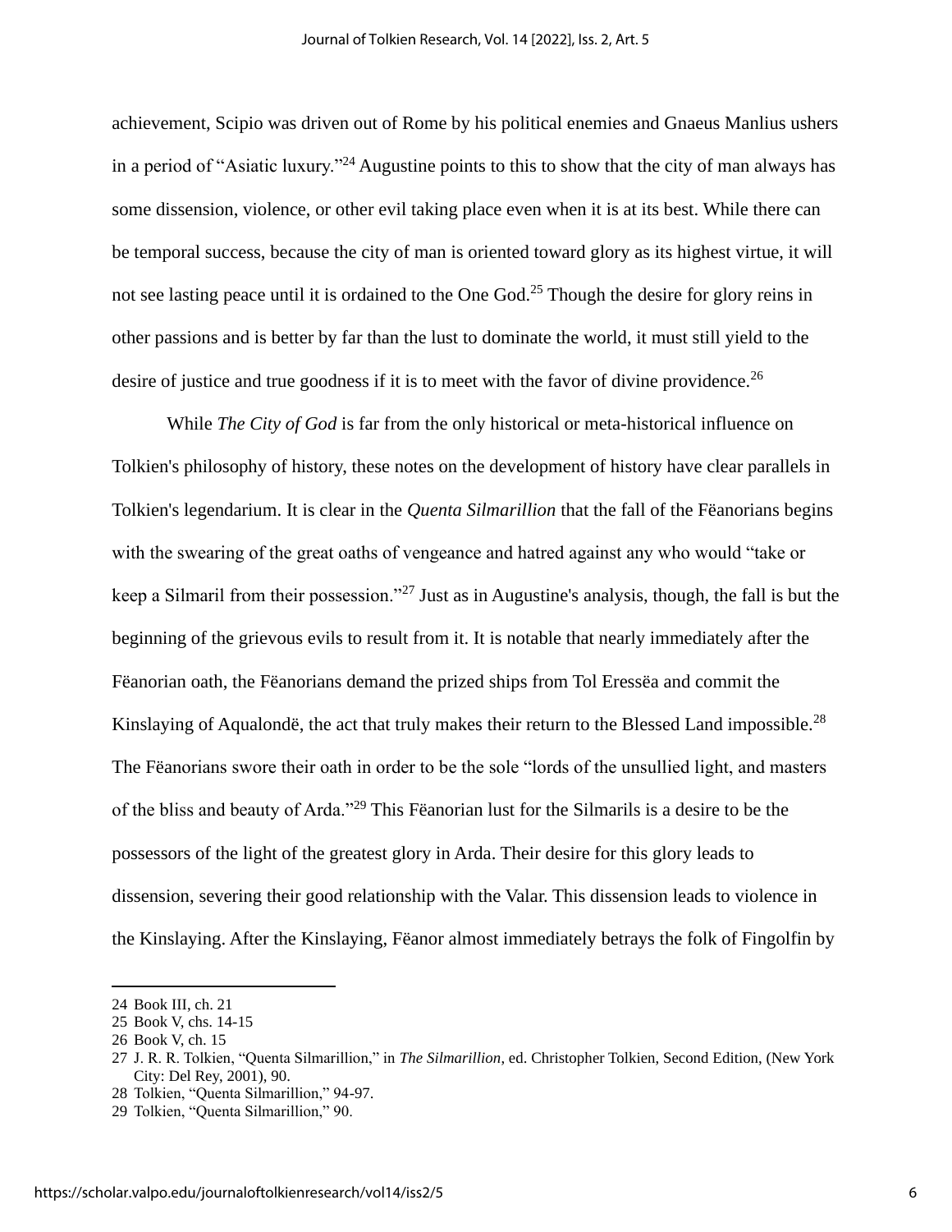achievement, Scipio was driven out of Rome by his political enemies and Gnaeus Manlius ushers in a period of "Asiatic luxury."[24] Augustine points to this to show that the city of man always has some dissension, violence, or other evil taking place even when it is at its best. While there can be temporal success, because the city of man is oriented toward glory as its highest virtue, it will not see lasting peace until it is ordained to the One God.[25] Though the desire for glory reins in other passions and is better by far than the lust to dominate the world, it must still yield to the desire of justice and true goodness if it is to meet with the favor of divine providence.[26]

While *The City of God* is far from the only historical or meta-historical influence on Tolkien's philosophy of history, these notes on the development of history have clear parallels in Tolkien's legendarium. It is clear in the *Quenta Silmarillion* that the fall of the Fëanorians begins with the swearing of the great oaths of vengeance and hatred against any who would "take or keep a Silmaril from their possession."[27] Just as in Augustine's analysis, though, the fall is but the beginning of the grievous evils to result from it. It is notable that nearly immediately after the Fëanorian oath, the Fëanorians demand the prized ships from Tol Eressëa and commit the Kinslaying of Aqualondë, the act that truly makes their return to the Blessed Land impossible.[28] The Fëanorians swore their oath in order to be the sole "lords of the unsullied light, and masters of the bliss and beauty of Arda."[29] This Fëanorian lust for the Silmarils is a desire to be the possessors of the light of the greatest glory in Arda. Their desire for this glory leads to dissension, severing their good relationship with the Valar. This dissension leads to violence in the Kinslaying. After the Kinslaying, Fëanor almost immediately betrays the folk of Fingolfin by

---

24 Book III, ch. 21

25 Book V, chs. 14-15

26 Book V, ch. 15

27 J. R. R. Tolkien, "Quenta Silmarillion," in *The Silmarillion*, ed. Christopher Tolkien, Second Edition, (New York City: Del Rey, 2001), 90.

28 Tolkien, "Quenta Silmarillion," 94-97.

29 Tolkien, "Quenta Silmarillion," 90.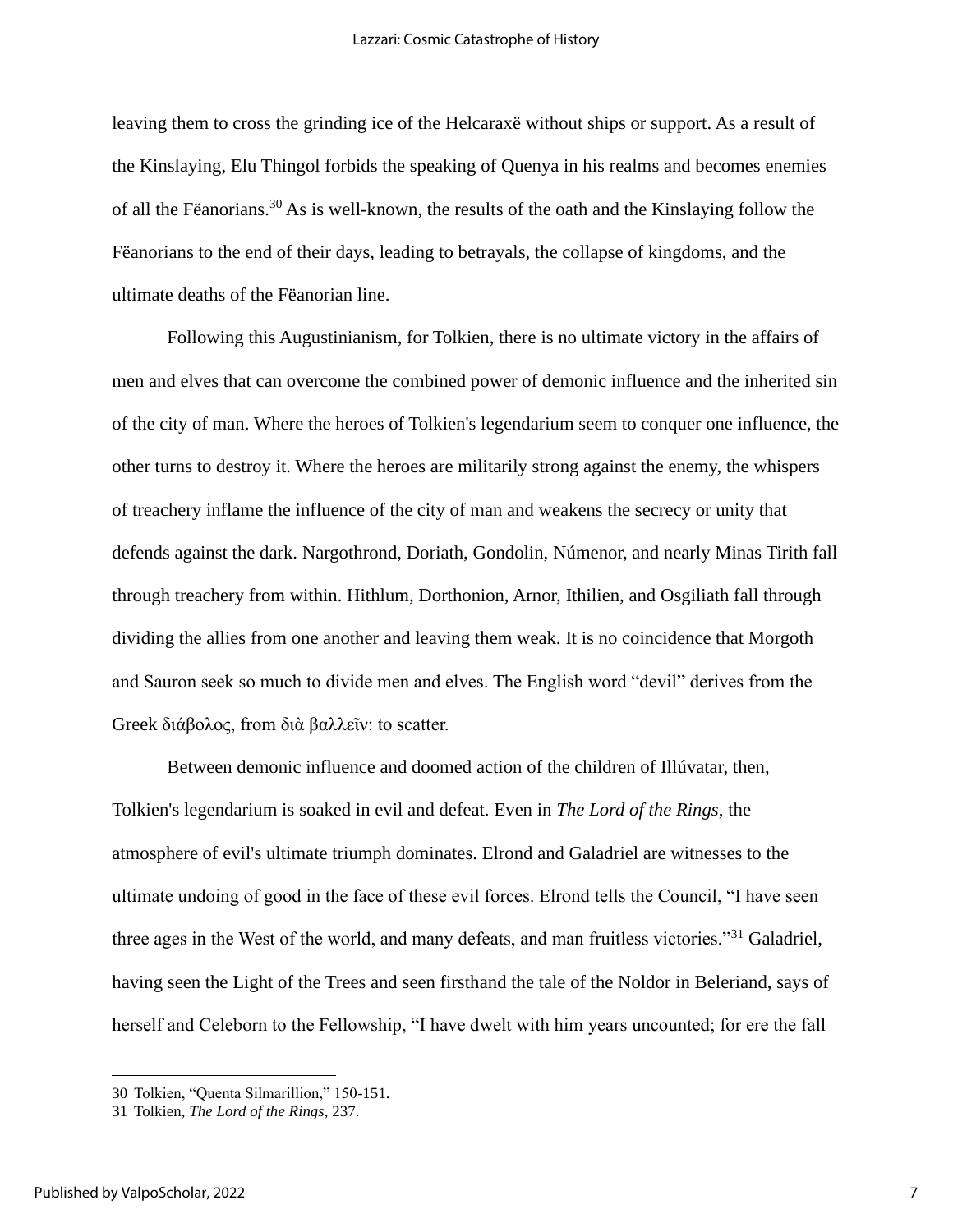leaving them to cross the grinding ice of the Helcaraxë without ships or support. As a result of the Kinslaying, Elu Thingol forbids the speaking of Quenya in his realms and becomes enemies of all the Fëanorians.[30] As is well-known, the results of the oath and the Kinslaying follow the Fëanorians to the end of their days, leading to betrayals, the collapse of kingdoms, and the ultimate deaths of the Fëanorian line.

Following this Augustinianism, for Tolkien, there is no ultimate victory in the affairs of men and elves that can overcome the combined power of demonic influence and the inherited sin of the city of man. Where the heroes of Tolkien's legendarium seem to conquer one influence, the other turns to destroy it. Where the heroes are militarily strong against the enemy, the whispers of treachery inflame the influence of the city of man and weakens the secrecy or unity that defends against the dark. Nargothrond, Doriath, Gondolin, Númenor, and nearly Minas Tirith fall through treachery from within. Hithlum, Dorthonion, Arnor, Ithilien, and Osgiliath fall through dividing the allies from one another and leaving them weak. It is no coincidence that Morgoth and Sauron seek so much to divide men and elves. The English word "devil" derives from the Greek διάβολος, from διὰ βαλλεῖν: to scatter.

Between demonic influence and doomed action of the children of Illúvatar, then, Tolkien's legendarium is soaked in evil and defeat. Even in *The Lord of the Rings*, the atmosphere of evil's ultimate triumph dominates. Elrond and Galadriel are witnesses to the ultimate undoing of good in the face of these evil forces. Elrond tells the Council, "I have seen three ages in the West of the world, and many defeats, and man fruitless victories."[31] Galadriel, having seen the Light of the Trees and seen firsthand the tale of the Noldor in Beleriand, says of herself and Celeborn to the Fellowship, "I have dwelt with him years uncounted; for ere the fall

---

30 Tolkien, "Quenta Silmarillion," 150-151.

31 Tolkien, *The Lord of the Rings*, 237.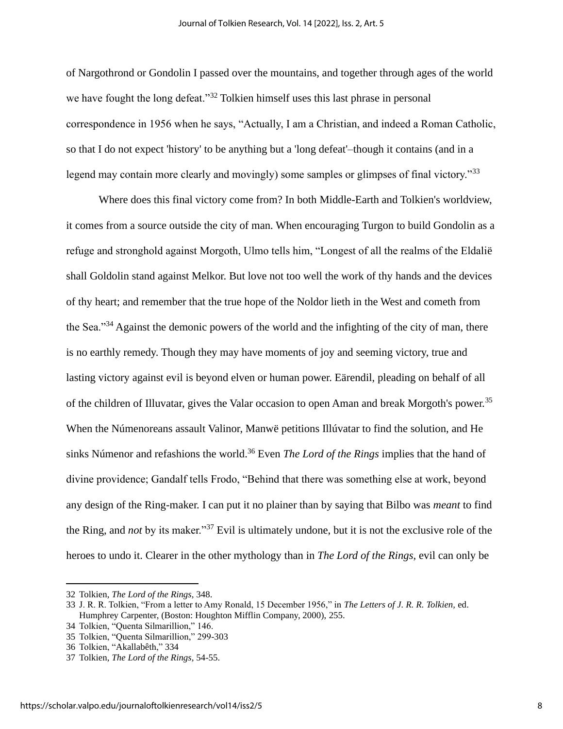of Nargothrond or Gondolin I passed over the mountains, and together through ages of the world we have fought the long defeat."[32] Tolkien himself uses this last phrase in personal correspondence in 1956 when he says, "Actually, I am a Christian, and indeed a Roman Catholic, so that I do not expect 'history' to be anything but a 'long defeat'–though it contains (and in a legend may contain more clearly and movingly) some samples or glimpses of final victory."[33]

Where does this final victory come from? In both Middle-Earth and Tolkien's worldview, it comes from a source outside the city of man. When encouraging Turgon to build Gondolin as a refuge and stronghold against Morgoth, Ulmo tells him, "Longest of all the realms of the Eldalië shall Goldolin stand against Melkor. But love not too well the work of thy hands and the devices of thy heart; and remember that the true hope of the Noldor lieth in the West and cometh from the Sea."[34] Against the demonic powers of the world and the infighting of the city of man, there is no earthly remedy. Though they may have moments of joy and seeming victory, true and lasting victory against evil is beyond elven or human power. Eärendil, pleading on behalf of all of the children of Illuvatar, gives the Valar occasion to open Aman and break Morgoth's power.[35] When the Númenoreans assault Valinor, Manwë petitions Illúvatar to find the solution, and He sinks Númenor and refashions the world.[36] Even *The Lord of the Rings* implies that the hand of divine providence; Gandalf tells Frodo, "Behind that there was something else at work, beyond any design of the Ring-maker. I can put it no plainer than by saying that Bilbo was *meant* to find the Ring, and *not* by its maker."[37] Evil is ultimately undone, but it is not the exclusive role of the heroes to undo it. Clearer in the other mythology than in *The Lord of the Rings*, evil can only be

---

32 Tolkien, *The Lord of the Rings*, 348.

33 J. R. R. Tolkien, "From a letter to Amy Ronald, 15 December 1956," in *The Letters of J. R. R. Tolkien*, ed. Humphrey Carpenter, (Boston: Houghton Mifflin Company, 2000), 255.

34 Tolkien, "Quenta Silmarillion," 146.

35 Tolkien, "Quenta Silmarillion," 299-303

36 Tolkien, "Akallabêth," 334

37 Tolkien, *The Lord of the Rings*, 54-55.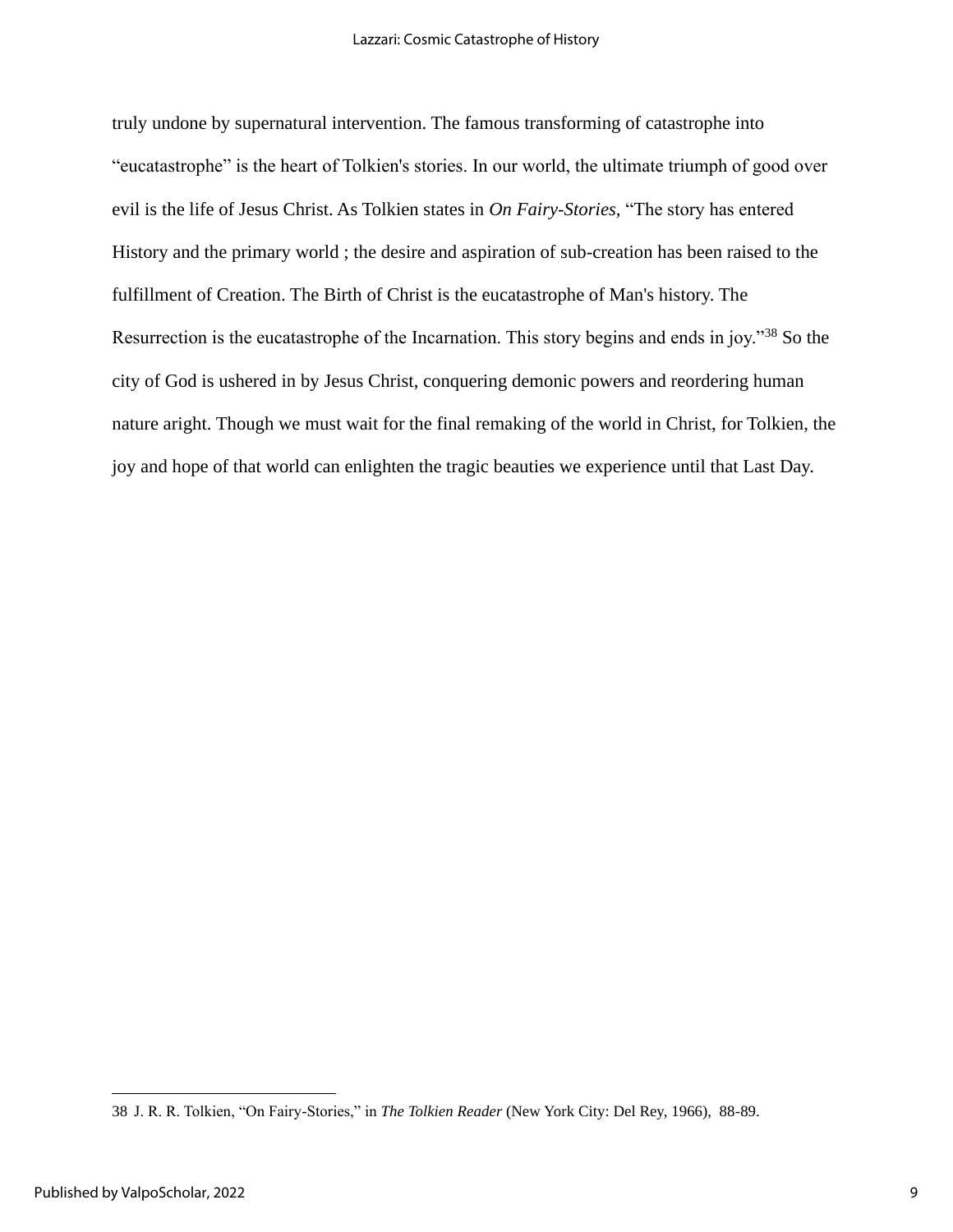truly undone by supernatural intervention. The famous transforming of catastrophe into "eucatastrophe" is the heart of Tolkien's stories. In our world, the ultimate triumph of good over evil is the life of Jesus Christ. As Tolkien states in *On Fairy-Stories*, "The story has entered History and the primary world ; the desire and aspiration of sub-creation has been raised to the fulfillment of Creation. The Birth of Christ is the eucatastrophe of Man's history. The Resurrection is the eucatastrophe of the Incarnation. This story begins and ends in joy."[38] So the city of God is ushered in by Jesus Christ, conquering demonic powers and reordering human nature aright. Though we must wait for the final remaking of the world in Christ, for Tolkien, the joy and hope of that world can enlighten the tragic beauties we experience until that Last Day.

---

38 J. R. R. Tolkien, "On Fairy-Stories," in *The Tolkien Reader* (New York City: Del Rey, 1966), 88-89.